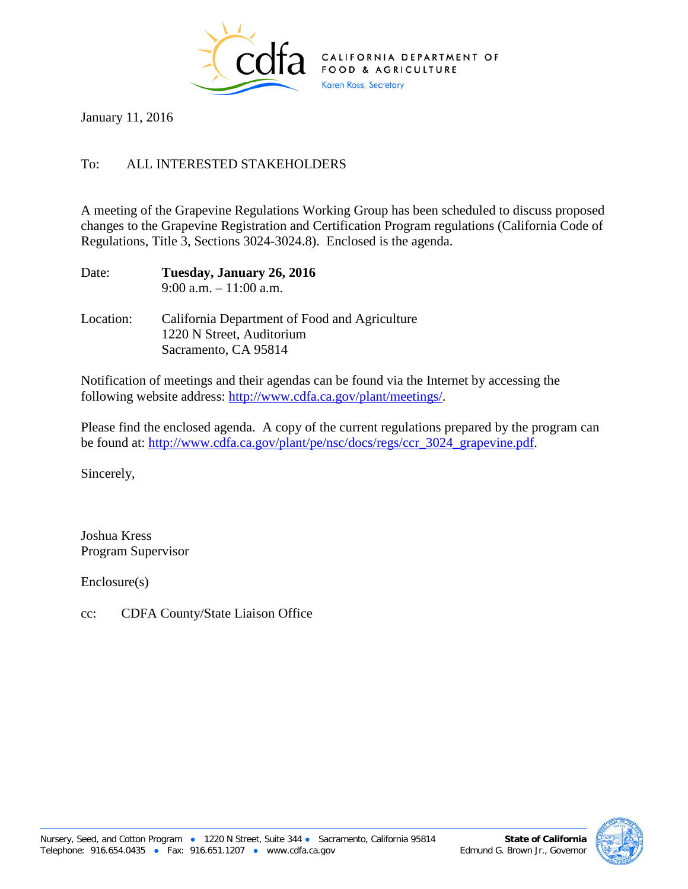CALIFORNIA DEPARTMENT OF FOOD & AGRICULTURE
Karen Ross, Secretary

January 11, 2016

To: ALL INTERESTED STAKEHOLDERS

A meeting of the Grapevine Regulations Working Group has been scheduled to discuss proposed changes to the Grapevine Registration and Certification Program regulations (California Code of Regulations, Title 3, Sections 3024-3024.8). Enclosed is the agenda.

Date: **Tuesday, January 26, 2016**
9:00 a.m. – 11:00 a.m.

Location: California Department of Food and Agriculture
1220 N Street, Auditorium
Sacramento, CA 95814

Notification of meetings and their agendas can be found via the Internet by accessing the following website address: http://www.cdfa.ca.gov/plant/meetings/.

Please find the enclosed agenda. A copy of the current regulations prepared by the program can be found at: http://www.cdfa.ca.gov/plant/pe/nsc/docs/regs/ccr_3024_grapevine.pdf.

Sincerely,

Joshua Kress
Program Supervisor

Enclosure(s)

cc: CDFA County/State Liaison Office

Nursery, Seed, and Cotton Program • 1220 N Street, Suite 344 • Sacramento, California 95814
Telephone: 916.654.0435 • Fax: 916.651.1207 • www.cdfa.ca.gov

**State of California**
Edmund G. Brown Jr., Governor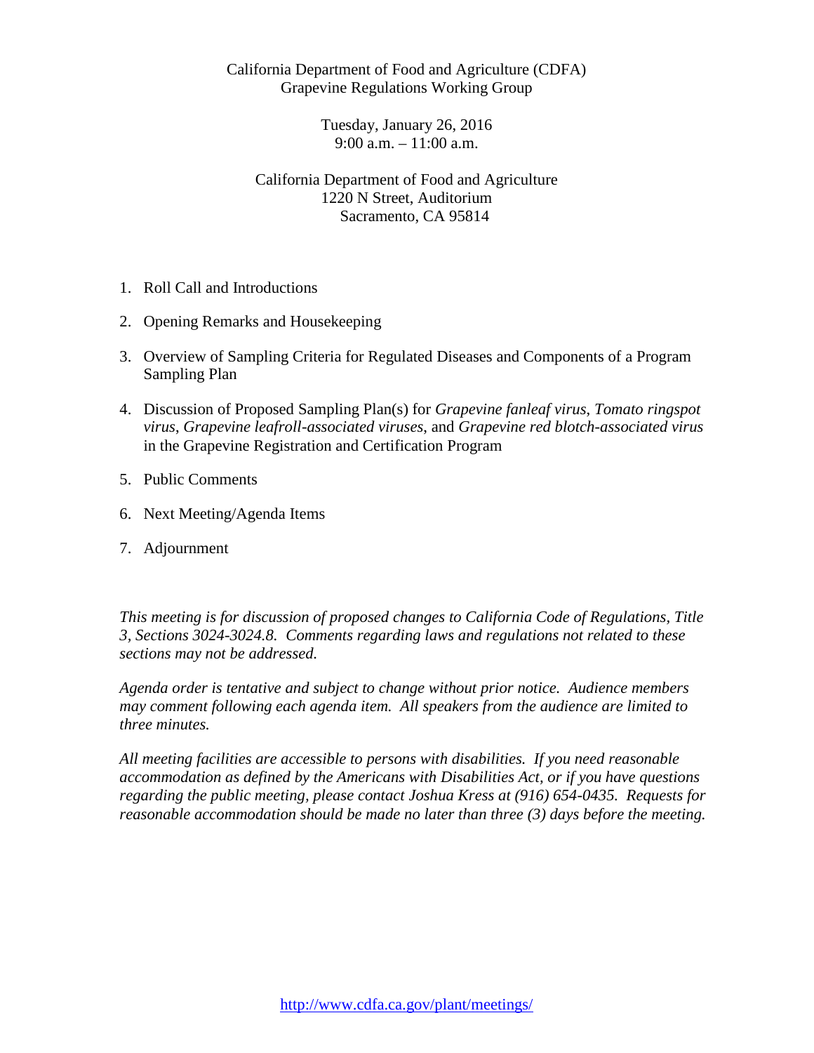California Department of Food and Agriculture (CDFA)
Grapevine Regulations Working Group

Tuesday, January 26, 2016
9:00 a.m. – 11:00 a.m.

California Department of Food and Agriculture
1220 N Street, Auditorium
Sacramento, CA 95814

1. Roll Call and Introductions
2. Opening Remarks and Housekeeping
3. Overview of Sampling Criteria for Regulated Diseases and Components of a Program Sampling Plan
4. Discussion of Proposed Sampling Plan(s) for *Grapevine fanleaf virus*, *Tomato ringspot virus*, *Grapevine leafroll-associated viruses*, and *Grapevine red blotch-associated virus* in the Grapevine Registration and Certification Program
5. Public Comments
6. Next Meeting/Agenda Items
7. Adjournment

*This meeting is for discussion of proposed changes to California Code of Regulations, Title 3, Sections 3024-3024.8. Comments regarding laws and regulations not related to these sections may not be addressed.*

*Agenda order is tentative and subject to change without prior notice. Audience members may comment following each agenda item. All speakers from the audience are limited to three minutes.*

*All meeting facilities are accessible to persons with disabilities. If you need reasonable accommodation as defined by the Americans with Disabilities Act, or if you have questions regarding the public meeting, please contact Joshua Kress at (916) 654-0435. Requests for reasonable accommodation should be made no later than three (3) days before the meeting.*

http://www.cdfa.ca.gov/plant/meetings/